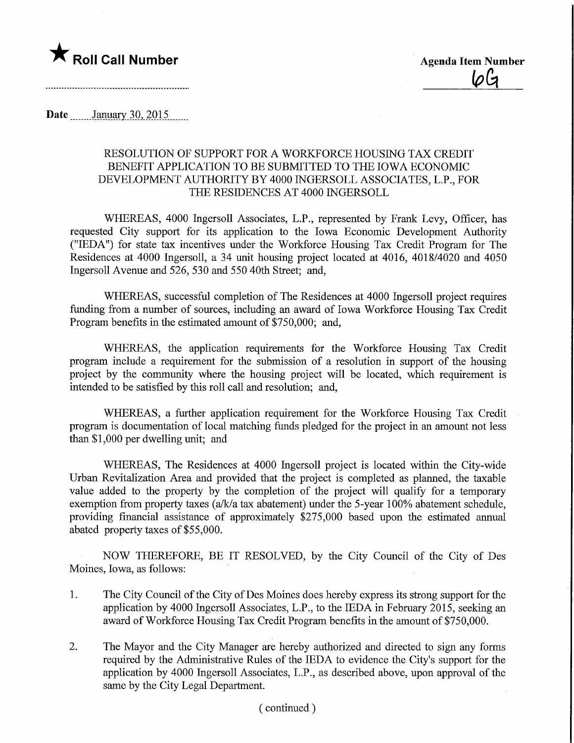★ **Roll Call Number**

**Agenda Item Number**

6G

**Date** January 30, 2015

RESOLUTION OF SUPPORT FOR A WORKFORCE HOUSING TAX CREDIT BENEFIT APPLICATION TO BE SUBMITTED TO THE IOWA ECONOMIC DEVELOPMENT AUTHORITY BY 4000 INGERSOLL ASSOCIATES, L.P., FOR THE RESIDENCES AT 4000 INGERSOLL

WHEREAS, 4000 Ingersoll Associates, L.P., represented by Frank Levy, Officer, has requested City support for its application to the Iowa Economic Development Authority ("IEDA") for state tax incentives under the Workforce Housing Tax Credit Program for The Residences at 4000 Ingersoll, a 34 unit housing project located at 4016, 4018/4020 and 4050 Ingersoll Avenue and 526, 530 and 550 40th Street; and,

WHEREAS, successful completion of The Residences at 4000 Ingersoll project requires funding from a number of sources, including an award of Iowa Workforce Housing Tax Credit Program benefits in the estimated amount of $750,000; and,

WHEREAS, the application requirements for the Workforce Housing Tax Credit program include a requirement for the submission of a resolution in support of the housing project by the community where the housing project will be located, which requirement is intended to be satisfied by this roll call and resolution; and,

WHEREAS, a further application requirement for the Workforce Housing Tax Credit program is documentation of local matching funds pledged for the project in an amount not less than $1,000 per dwelling unit; and

WHEREAS, The Residences at 4000 Ingersoll project is located within the City-wide Urban Revitalization Area and provided that the project is completed as planned, the taxable value added to the property by the completion of the project will qualify for a temporary exemption from property taxes (a/k/a tax abatement) under the 5-year 100% abatement schedule, providing financial assistance of approximately $275,000 based upon the estimated annual abated property taxes of $55,000.

NOW THEREFORE, BE IT RESOLVED, by the City Council of the City of Des Moines, Iowa, as follows:

1. The City Council of the City of Des Moines does hereby express its strong support for the application by 4000 Ingersoll Associates, L.P., to the IEDA in February 2015, seeking an award of Workforce Housing Tax Credit Program benefits in the amount of $750,000.

2. The Mayor and the City Manager are hereby authorized and directed to sign any forms required by the Administrative Rules of the IEDA to evidence the City's support for the application by 4000 Ingersoll Associates, L.P., as described above, upon approval of the same by the City Legal Department.

( continued )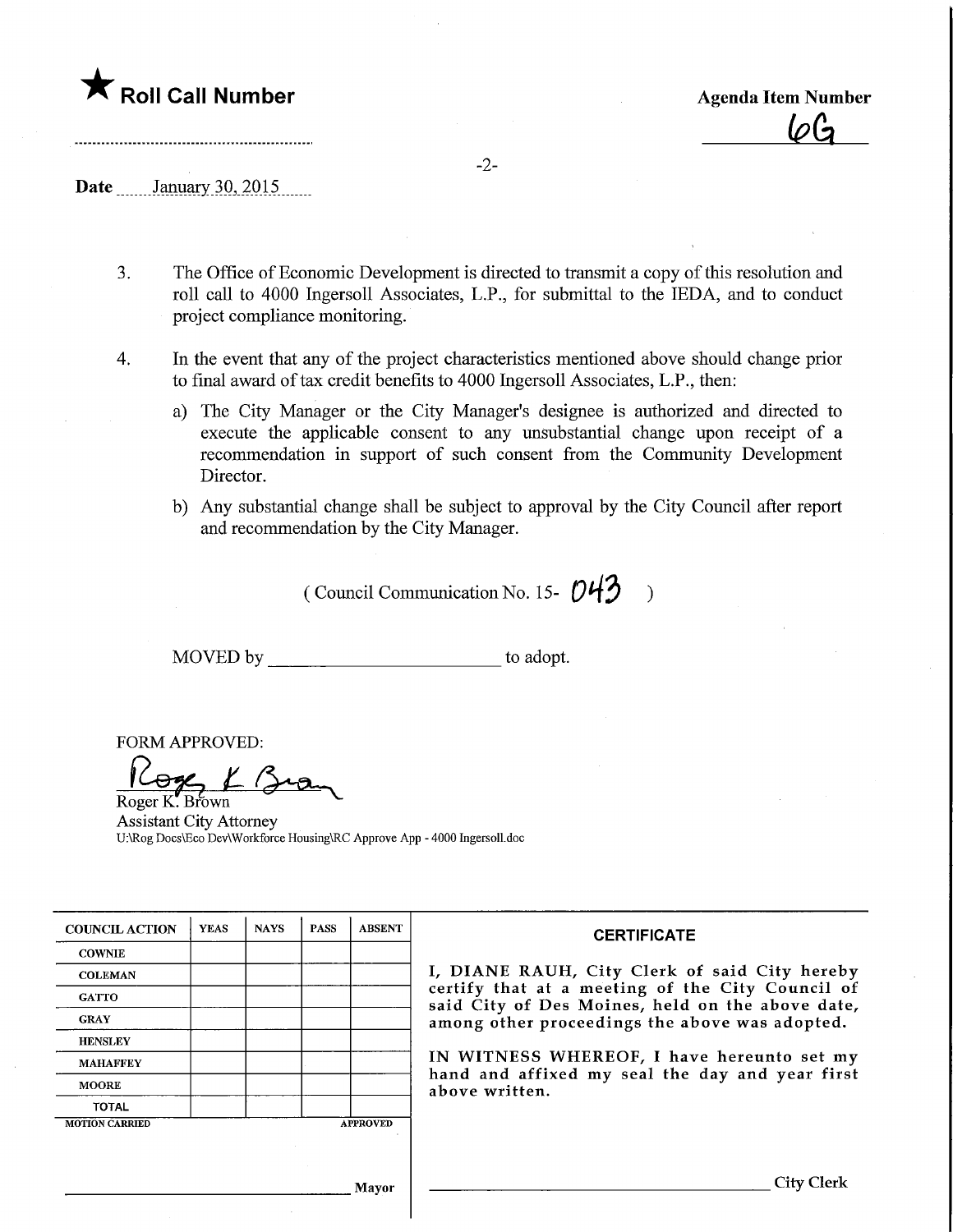★ **Roll Call Number**

**Agenda Item Number**
6G

Date January 30, 2015

3. The Office of Economic Development is directed to transmit a copy of this resolution and roll call to 4000 Ingersoll Associates, L.P., for submittal to the IEDA, and to conduct project compliance monitoring.

4. In the event that any of the project characteristics mentioned above should change prior to final award of tax credit benefits to 4000 Ingersoll Associates, L.P., then:

   a) The City Manager or the City Manager's designee is authorized and directed to execute the applicable consent to any unsubstantial change upon receipt of a recommendation in support of such consent from the Community Development Director.

   b) Any substantial change shall be subject to approval by the City Council after report and recommendation by the City Manager.

( Council Communication No. 15- 043 )

MOVED by ________________________ to adopt.

FORM APPROVED:

Roger K. Brown
Assistant City Attorney
U:\Rog Docs\Eco Dev\Workforce Housing\RC Approve App - 4000 Ingersoll.doc

| COUNCIL ACTION | YEAS | NAYS | PASS | ABSENT |
|---|---|---|---|---|
| COWNIE | | | | |
| COLEMAN | | | | |
| GATTO | | | | |
| GRAY | | | | |
| HENSLEY | | | | |
| MAHAFFEY | | | | |
| MOORE | | | | |
| TOTAL | | | | |

MOTION CARRIED APPROVED

________________________ Mayor

**CERTIFICATE**

I, DIANE RAUH, City Clerk of said City hereby certify that at a meeting of the City Council of said City of Des Moines, held on the above date, among other proceedings the above was adopted.

IN WITNESS WHEREOF, I have hereunto set my hand and affixed my seal the day and year first above written.

________________________ City Clerk